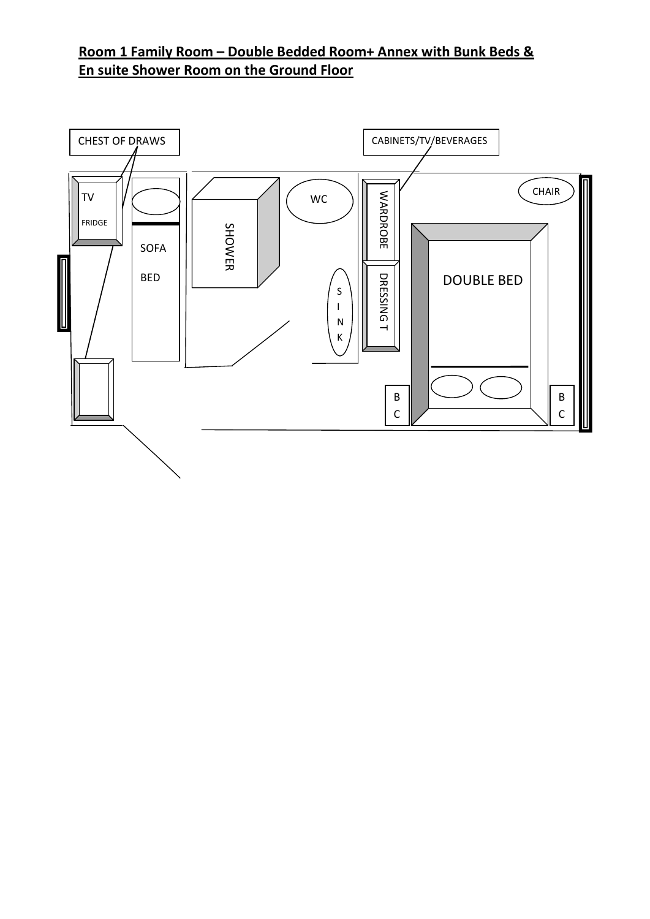**Room 1 Family Room – Double Bedded Room+ Annex with Bunk Beds & En suite Shower Room on the Ground Floor**

CHEST OF DRAWS

CABINETS/TV/BEVERAGES

TV

FRIDGE

SOFA

BED

SHOWER

WC

SINK

WARDROBE

DRESSING T

CHAIR

DOUBLE BED

BC

BC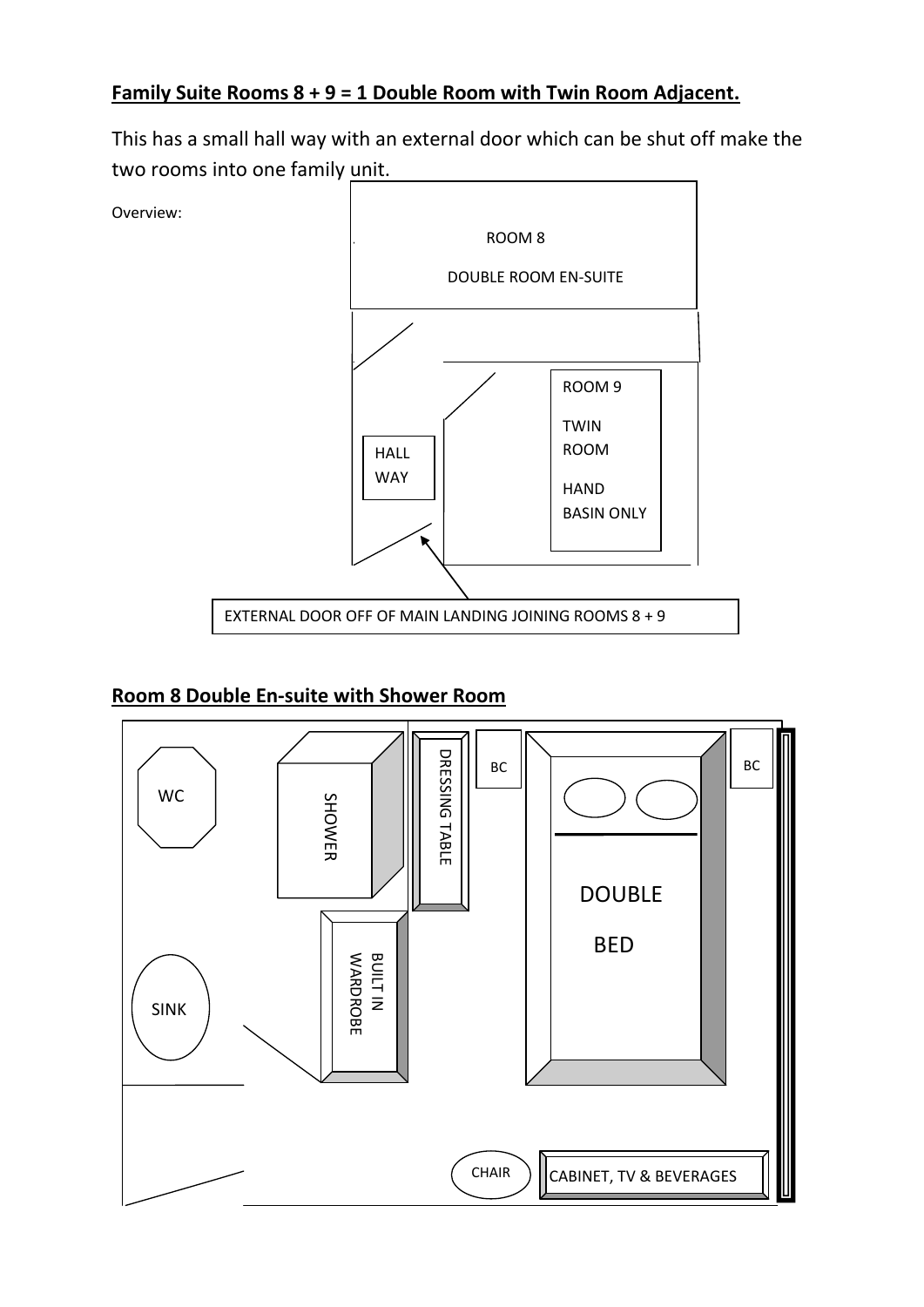**Family Suite Rooms 8 + 9 = 1 Double Room with Twin Room Adjacent.**

This has a small hall way with an external door which can be shut off make the two rooms into one family unit.

Overview:

ROOM 8

DOUBLE ROOM EN-SUITE

HALL WAY

ROOM 9

TWIN ROOM

HAND BASIN ONLY

EXTERNAL DOOR OFF OF MAIN LANDING JOINING ROOMS 8 + 9

**Room 8 Double En-suite with Shower Room**

WC

SHOWER

DRESSING TABLE

BC

DOUBLE BED

BC

SINK

BUILT IN WARDROBE

CHAIR

CABINET, TV & BEVERAGES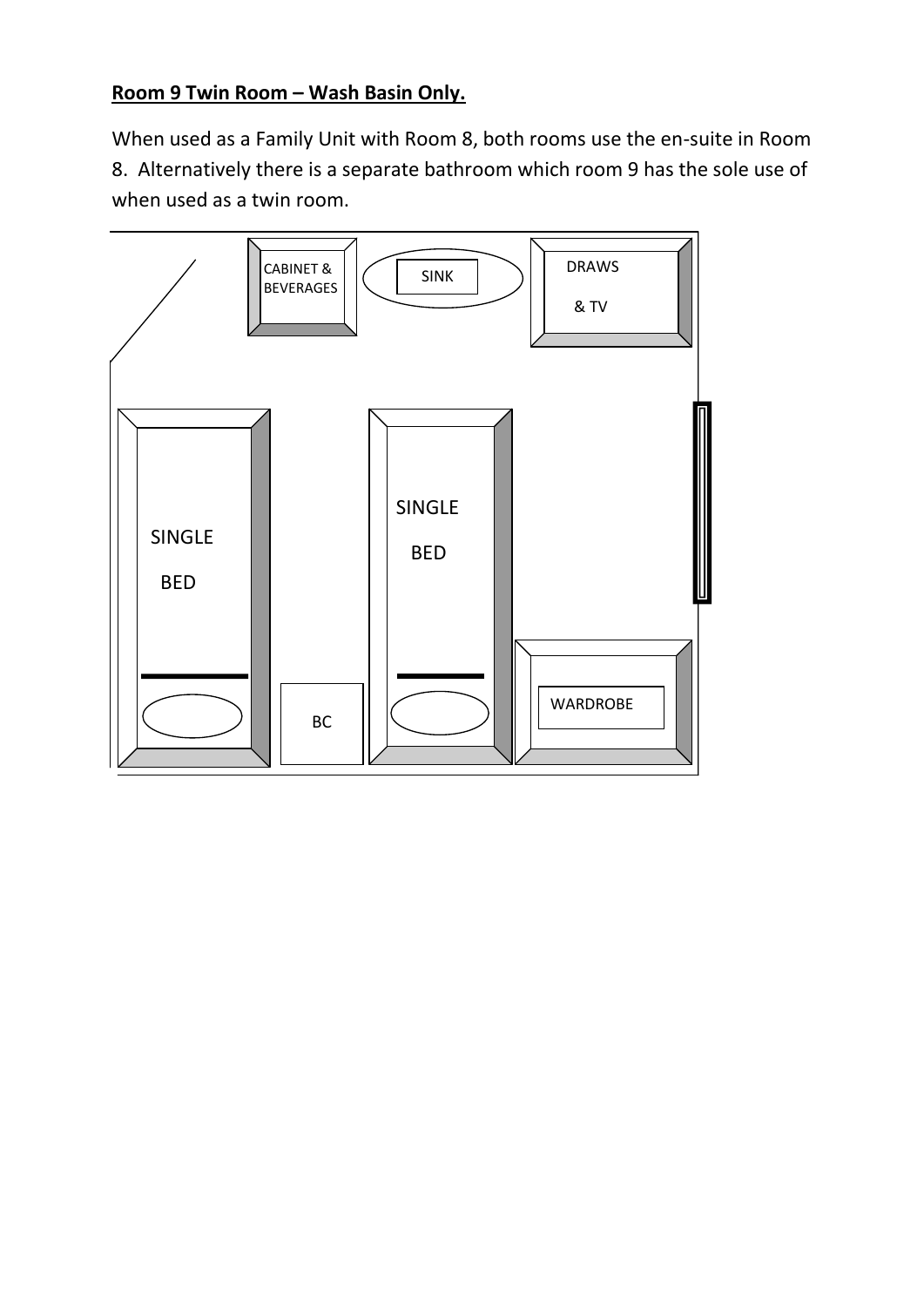**Room 9 Twin Room – Wash Basin Only.**

When used as a Family Unit with Room 8, both rooms use the en-suite in Room 8. Alternatively there is a separate bathroom which room 9 has the sole use of when used as a twin room.

CABINET & BEVERAGES

SINK

DRAWS & TV

SINGLE BED

SINGLE BED

BC

WARDROBE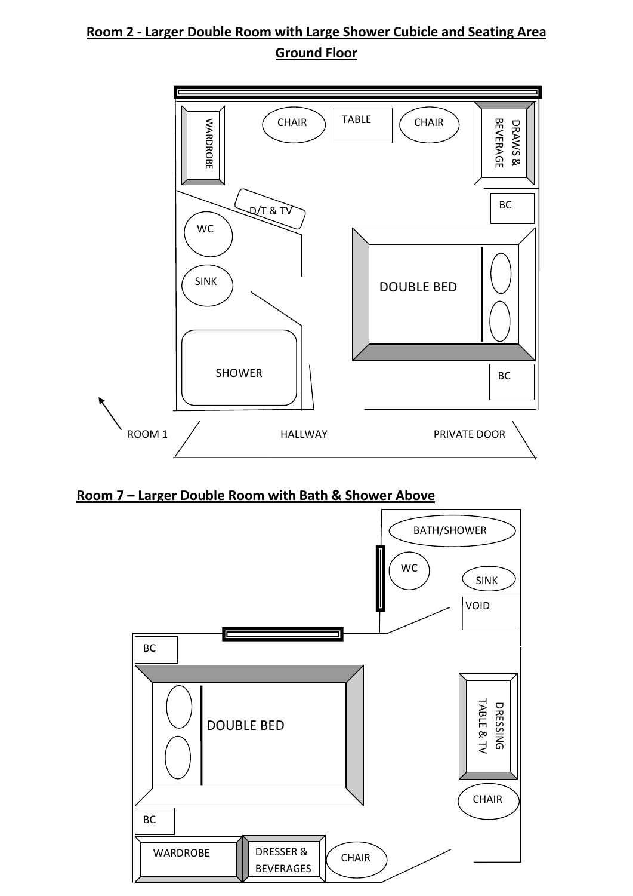## Room 2 - Larger Double Room with Large Shower Cubicle and Seating Area

## Ground Floor

WARDROBE

CHAIR

TABLE

CHAIR

DRAWS & BEVERAGE

D/T & TV

BC

WC

SINK

DOUBLE BED

SHOWER

BC

ROOM 1

HALLWAY

PRIVATE DOOR

## Room 7 – Larger Double Room with Bath & Shower Above

BATH/SHOWER

WC

SINK

VOID

BC

DOUBLE BED

DRESSING TABLE & TV

CHAIR

BC

WARDROBE

DRESSER & BEVERAGES

CHAIR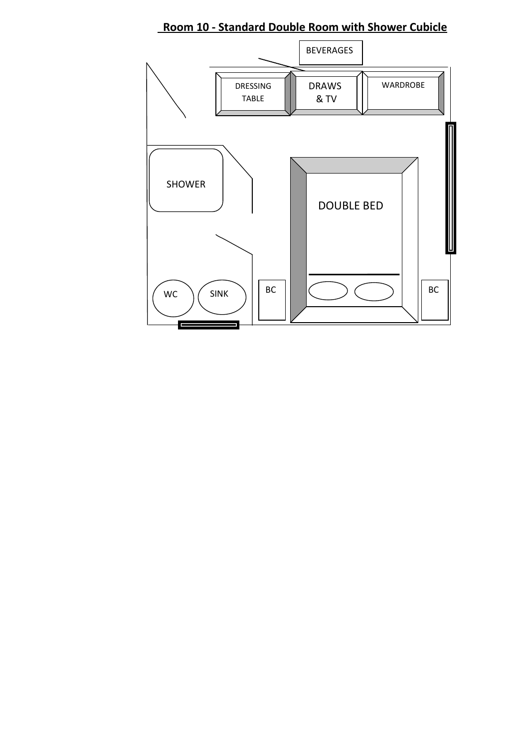**Room 10 - Standard Double Room with Shower Cubicle**

BEVERAGES

DRESSING TABLE

DRAWS & TV

WARDROBE

SHOWER

DOUBLE BED

WC

SINK

BC

BC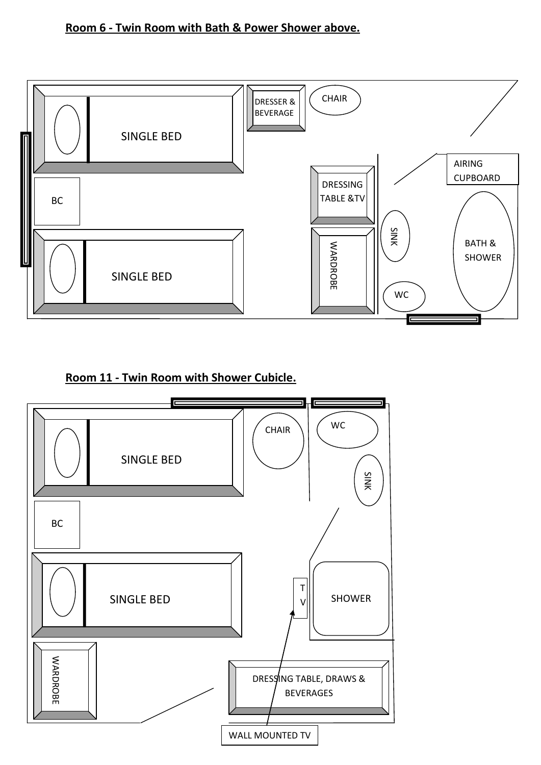**Room 6 - Twin Room with Bath & Power Shower above.**

SINGLE BED

DRESSER & BEVERAGE

CHAIR

AIRING CUPBOARD

BC

DRESSING TABLE &TV

SINK

BATH & SHOWER

WARDROBE

SINGLE BED

WC

**Room 11 - Twin Room with Shower Cubicle.**

SINGLE BED

CHAIR

WC

SINK

BC

SINGLE BED

T V

SHOWER

WARDROBE

DRESSING TABLE, DRAWS & BEVERAGES

WALL MOUNTED TV